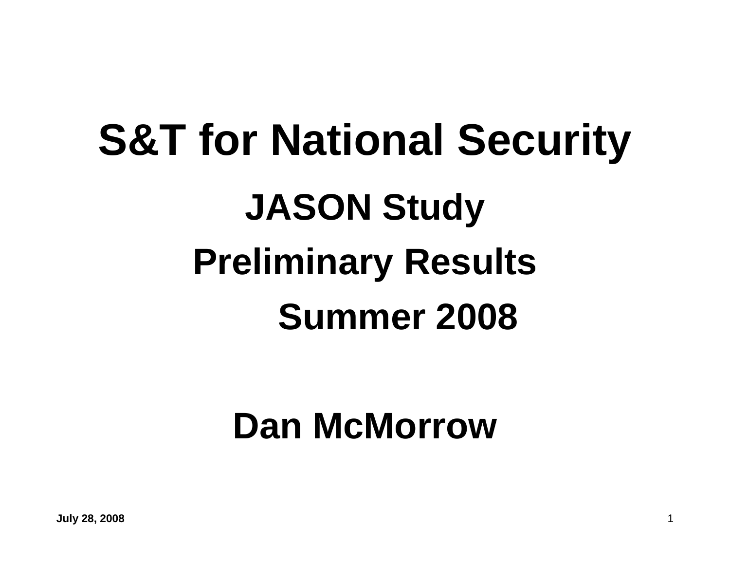# S&T for National Security

## JASON Study

## Preliminary Results

## Summer 2008

## Dan McMorrow

July 28, 2008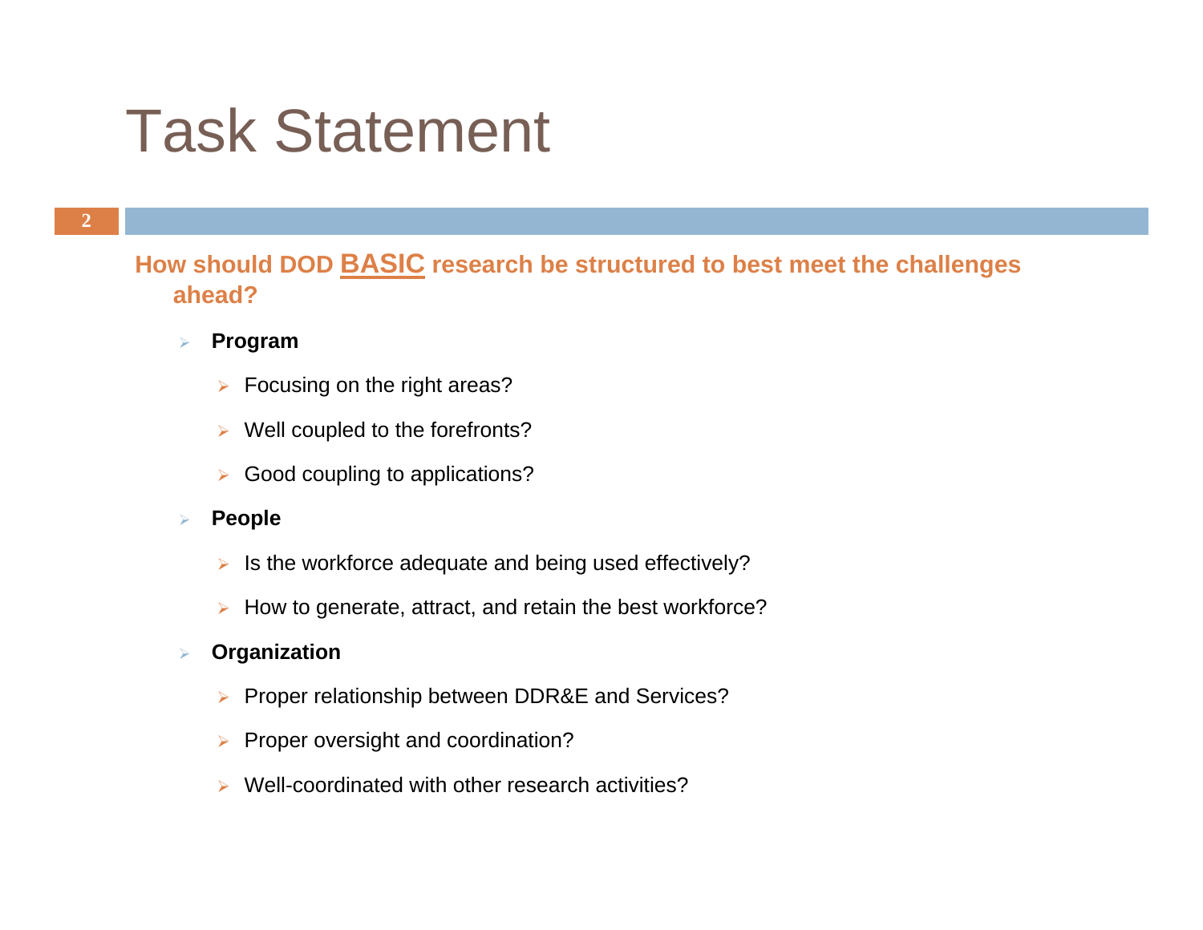# Task Statement

**How should DOD BASIC research be structured to best meet the challenges ahead?**

- **Program**
  - Focusing on the right areas?
  - Well coupled to the forefronts?
  - Good coupling to applications?
- **People**
  - Is the workforce adequate and being used effectively?
  - How to generate, attract, and retain the best workforce?
- **Organization**
  - Proper relationship between DDR&E and Services?
  - Proper oversight and coordination?
  - Well-coordinated with other research activities?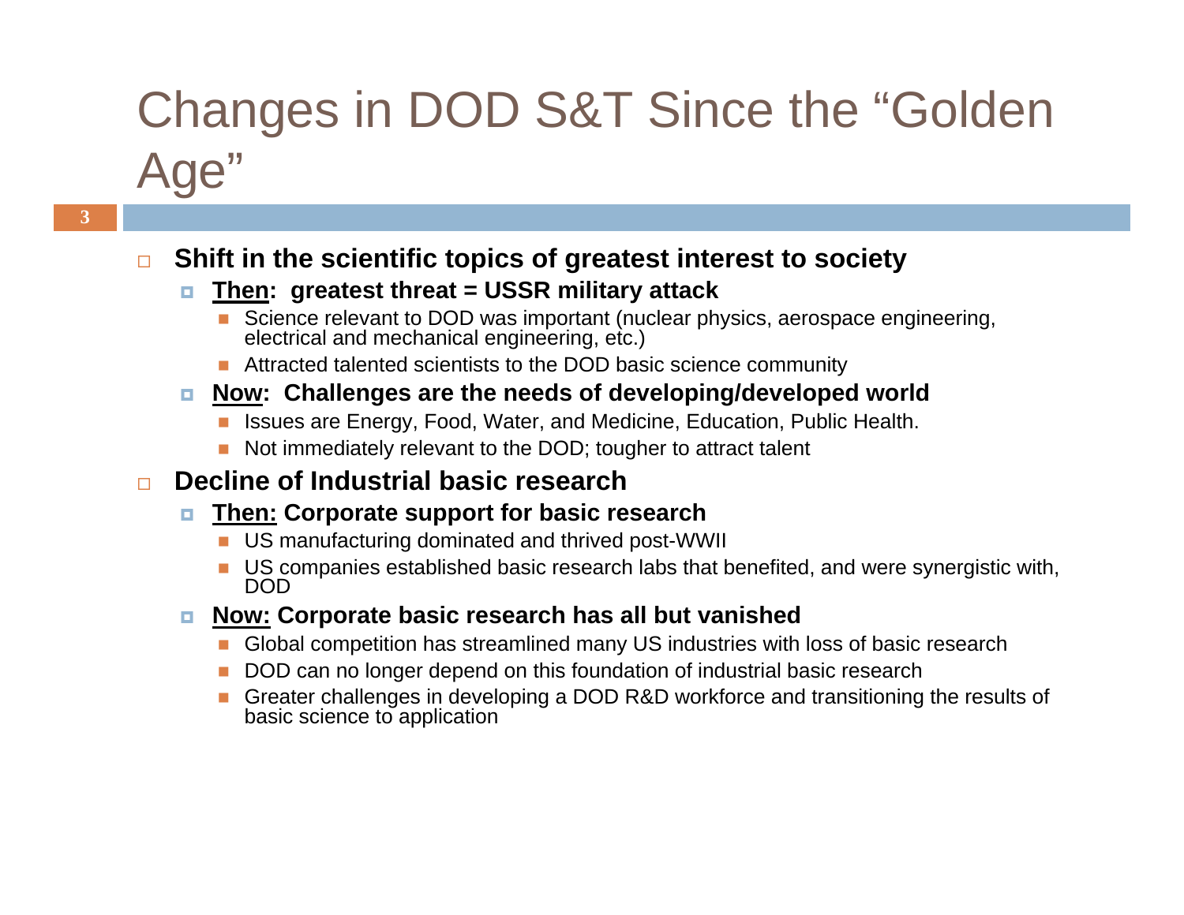# Changes in DOD S&T Since the "Golden Age"

- **Shift in the scientific topics of greatest interest to society**
  - **<u>Then</u>: greatest threat = USSR military attack**
    - Science relevant to DOD was important (nuclear physics, aerospace engineering, electrical and mechanical engineering, etc.)
    - Attracted talented scientists to the DOD basic science community
  - **<u>Now</u>: Challenges are the needs of developing/developed world**
    - Issues are Energy, Food, Water, and Medicine, Education, Public Health.
    - Not immediately relevant to the DOD; tougher to attract talent
- **Decline of Industrial basic research**
  - **<u>Then:</u> Corporate support for basic research**
    - US manufacturing dominated and thrived post-WWII
    - US companies established basic research labs that benefited, and were synergistic with, DOD
  - **<u>Now:</u> Corporate basic research has all but vanished**
    - Global competition has streamlined many US industries with loss of basic research
    - DOD can no longer depend on this foundation of industrial basic research
    - Greater challenges in developing a DOD R&D workforce and transitioning the results of basic science to application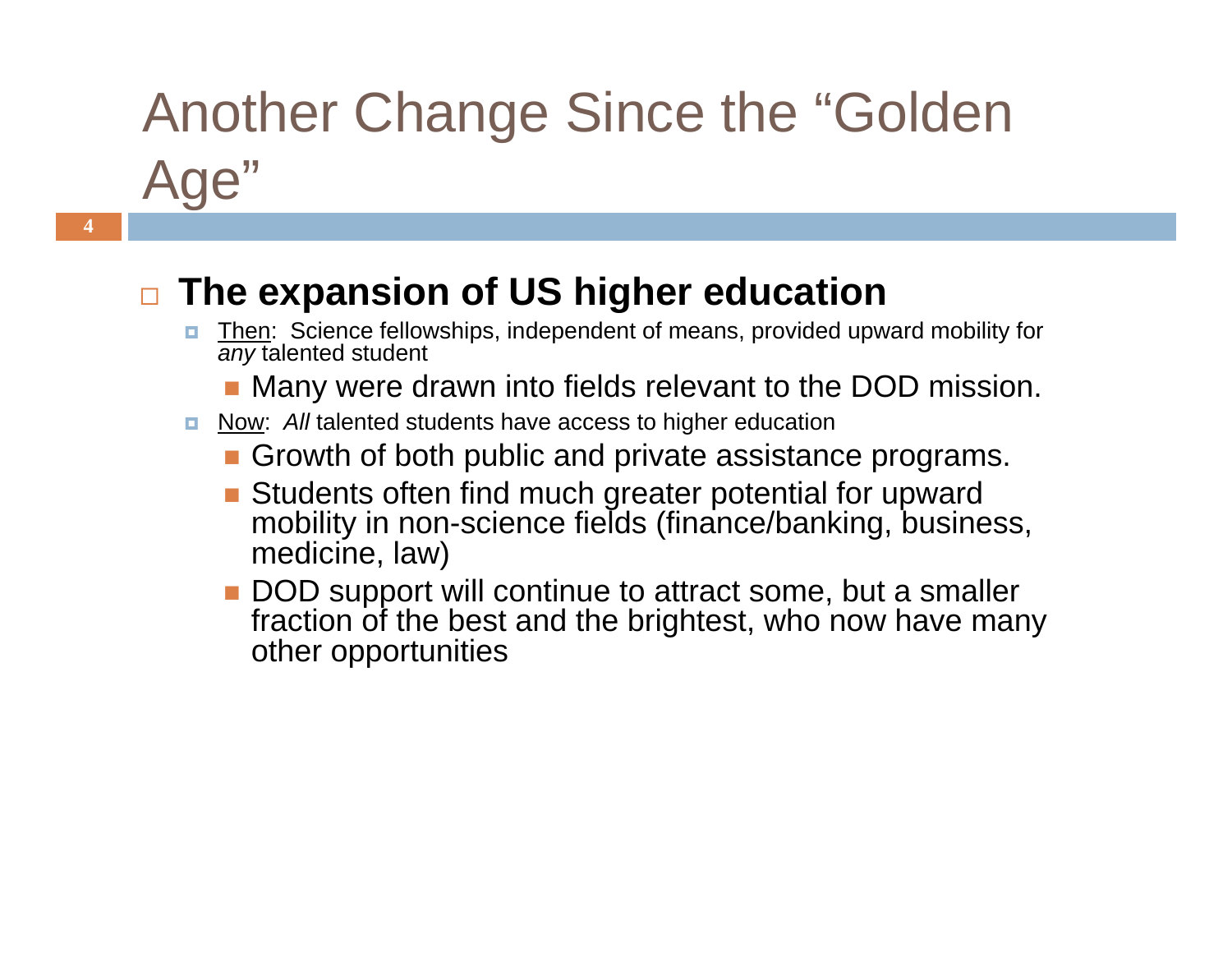# Another Change Since the "Golden Age"

- **The expansion of US higher education**
  - Then: Science fellowships, independent of means, provided upward mobility for *any* talented student
    - Many were drawn into fields relevant to the DOD mission.
  - Now: *All* talented students have access to higher education
    - Growth of both public and private assistance programs.
    - Students often find much greater potential for upward mobility in non-science fields (finance/banking, business, medicine, law)
    - DOD support will continue to attract some, but a smaller fraction of the best and the brightest, who now have many other opportunities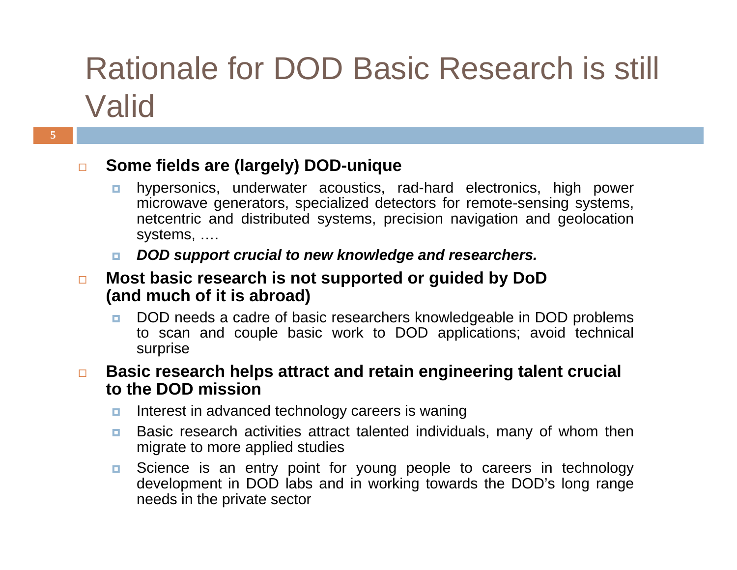# Rationale for DOD Basic Research is still Valid

- **Some fields are (largely) DOD-unique**
  - hypersonics, underwater acoustics, rad-hard electronics, high power microwave generators, specialized detectors for remote-sensing systems, netcentric and distributed systems, precision navigation and geolocation systems, ….
  - ***DOD support crucial to new knowledge and researchers.***
- **Most basic research is not supported or guided by DoD (and much of it is abroad)**
  - DOD needs a cadre of basic researchers knowledgeable in DOD problems to scan and couple basic work to DOD applications; avoid technical surprise
- **Basic research helps attract and retain engineering talent crucial to the DOD mission**
  - Interest in advanced technology careers is waning
  - Basic research activities attract talented individuals, many of whom then migrate to more applied studies
  - Science is an entry point for young people to careers in technology development in DOD labs and in working towards the DOD's long range needs in the private sector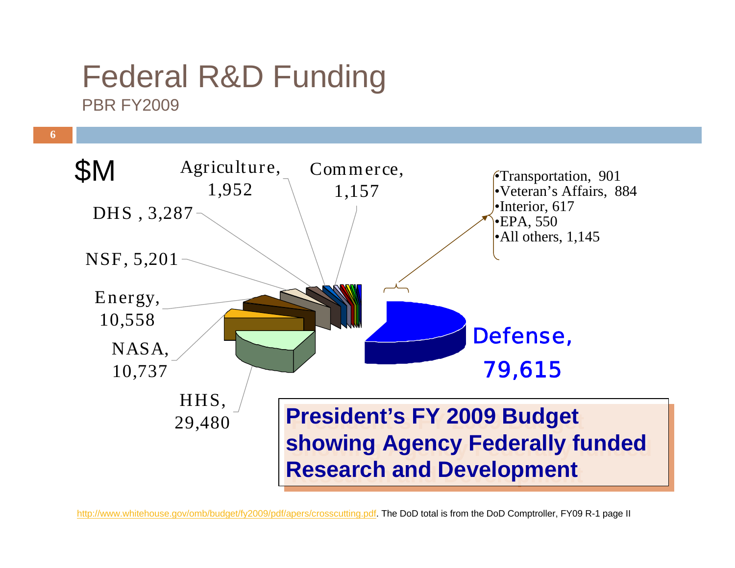# Federal R&D Funding

PBR FY2009

$M

- Defense, 79,615
- HHS, 29,480
- NASA, 10,737
- Energy, 10,558
- NSF, 5,201
- DHS , 3,287
- Agriculture, 1,952
- Commerce, 1,157
- Transportation, 901
- Veteran's Affairs, 884
- Interior, 617
- EPA, 550
- All others, 1,145

**President's FY 2009 Budget showing Agency Federally funded Research and Development**

http://www.whitehouse.gov/omb/budget/fy2009/pdf/apers/crosscutting.pdf. The DoD total is from the DoD Comptroller, FY09 R-1 page II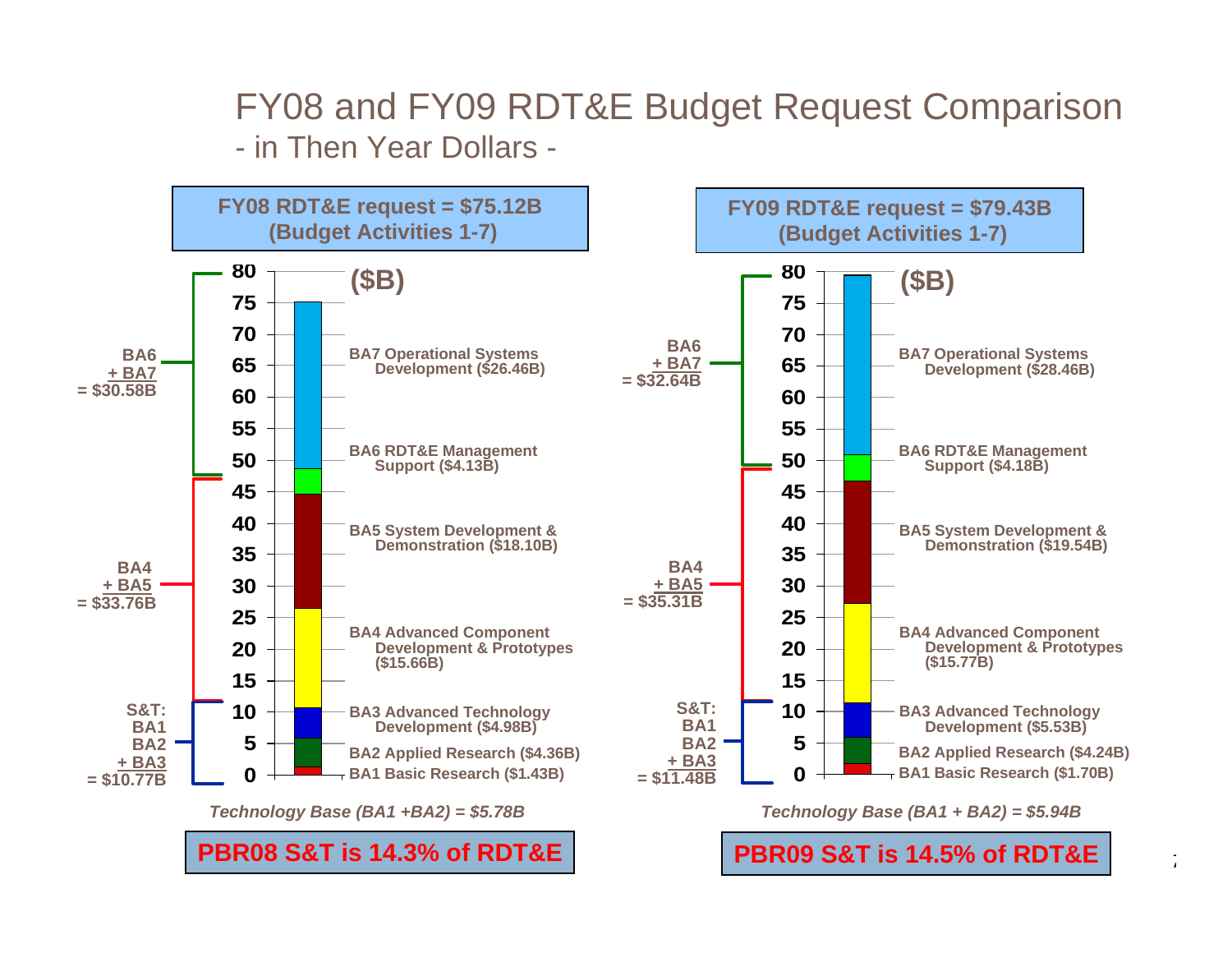# FY08 and FY09 RDT&E Budget Request Comparison

## - in Then Year Dollars -

### FY08 RDT&E request = $75.12B (Budget Activities 1-7)

($B)

| Budget Activity | Amount |
|---|---|
| BA7 Operational Systems Development | $26.46B |
| BA6 RDT&E Management Support | $4.13B |
| BA5 System Development & Demonstration | $18.10B |
| BA4 Advanced Component Development & Prototypes | $15.66B |
| BA3 Advanced Technology Development | $4.98B |
| BA2 Applied Research | $4.36B |
| BA1 Basic Research | $1.43B |

- BA6 + BA7 = $30.58B
- BA4 + BA5 = $33.76B
- S&T: BA1 BA2 + BA3 = $10.77B

*Technology Base (BA1 +BA2) = $5.78B*

**PBR08 S&T is 14.3% of RDT&E**

### FY09 RDT&E request = $79.43B (Budget Activities 1-7)

($B)

| Budget Activity | Amount |
|---|---|
| BA7 Operational Systems Development | $28.46B |
| BA6 RDT&E Management Support | $4.18B |
| BA5 System Development & Demonstration | $19.54B |
| BA4 Advanced Component Development & Prototypes | $15.77B |
| BA3 Advanced Technology Development | $5.53B |
| BA2 Applied Research | $4.24B |
| BA1 Basic Research | $1.70B |

- BA6 + BA7 = $32.64B
- BA4 + BA5 = $35.31B
- S&T: BA1 BA2 + BA3 = $11.48B

*Technology Base (BA1 + BA2) = $5.94B*

**PBR09 S&T is 14.5% of RDT&E**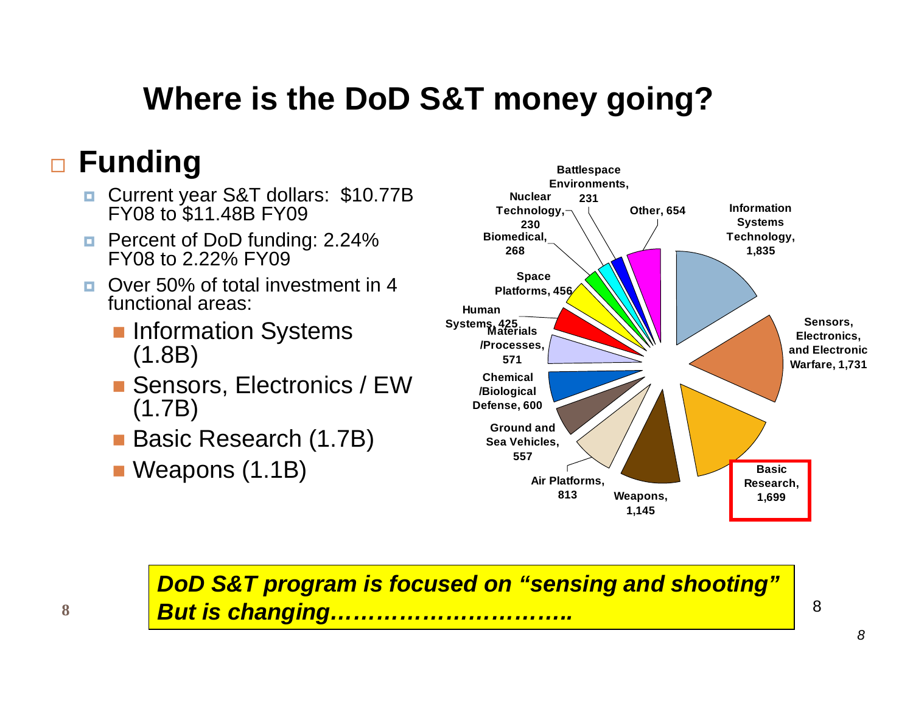# Where is the DoD S&T money going?

- **Funding**
  - Current year S&T dollars: $10.77B FY08 to $11.48B FY09
  - Percent of DoD funding: 2.24% FY08 to 2.22% FY09
  - Over 50% of total investment in 4 functional areas:
    - Information Systems (1.8B)
    - Sensors, Electronics / EW (1.7B)
    - Basic Research (1.7B)
    - Weapons (1.1B)

| Area | Funding |
| --- | --- |
| Information Systems Technology | 1,835 |
| Sensors, Electronics, and Electronic Warfare | 1,731 |
| Basic Research | 1,699 |
| Weapons | 1,145 |
| Air Platforms | 813 |
| Ground and Sea Vehicles | 557 |
| Chemical /Biological Defense | 600 |
| Materials /Processes | 571 |
| Human Systems | 425 |
| Space Platforms | 456 |
| Biomedical | 268 |
| Nuclear Technology | 230 |
| Battlespace Environments | 231 |
| Other | 654 |

***DoD S&T program is focused on "sensing and shooting" But is changing…………………………..***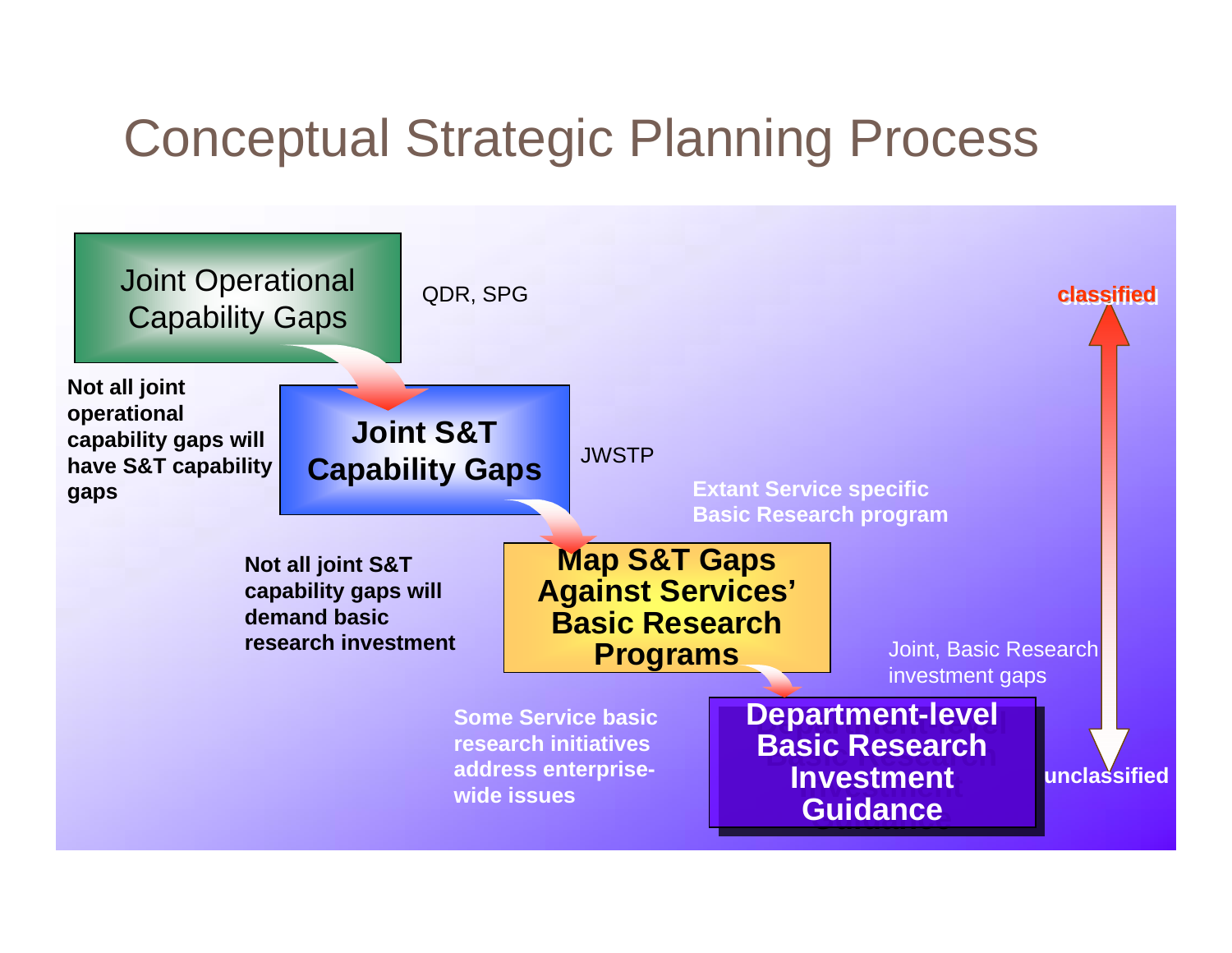# Conceptual Strategic Planning Process

**Joint Operational Capability Gaps** — QDR, SPG

*Not all joint operational capability gaps will have S&T capability gaps*

**Joint S&T Capability Gaps** — JWSTP

*Not all joint S&T capability gaps will demand basic research investment*

**Map S&T Gaps Against Services' Basic Research Programs** — Extant Service specific Basic Research program

*Some Service basic research initiatives address enterprise-wide issues*

**Department-level Basic Research Investment Guidance** — Joint, Basic Research investment gaps

classified ↕ unclassified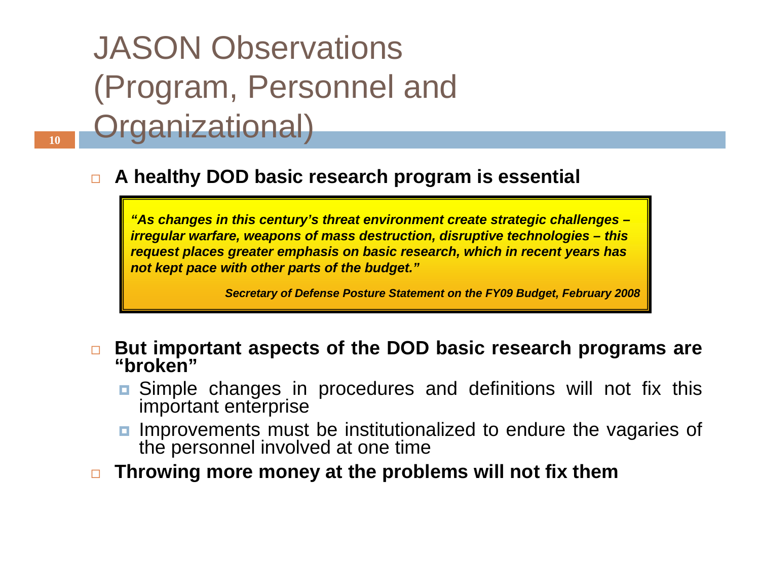# JASON Observations (Program, Personnel and Organizational)

- **A healthy DOD basic research program is essential**

> ***"As changes in this century's threat environment create strategic challenges – irregular warfare, weapons of mass destruction, disruptive technologies – this request places greater emphasis on basic research, which in recent years has not kept pace with other parts of the budget."***
>
> ***Secretary of Defense Posture Statement on the FY09 Budget, February 2008***

- **But important aspects of the DOD basic research programs are "broken"**
  - Simple changes in procedures and definitions will not fix this important enterprise
  - Improvements must be institutionalized to endure the vagaries of the personnel involved at one time
- **Throwing more money at the problems will not fix them**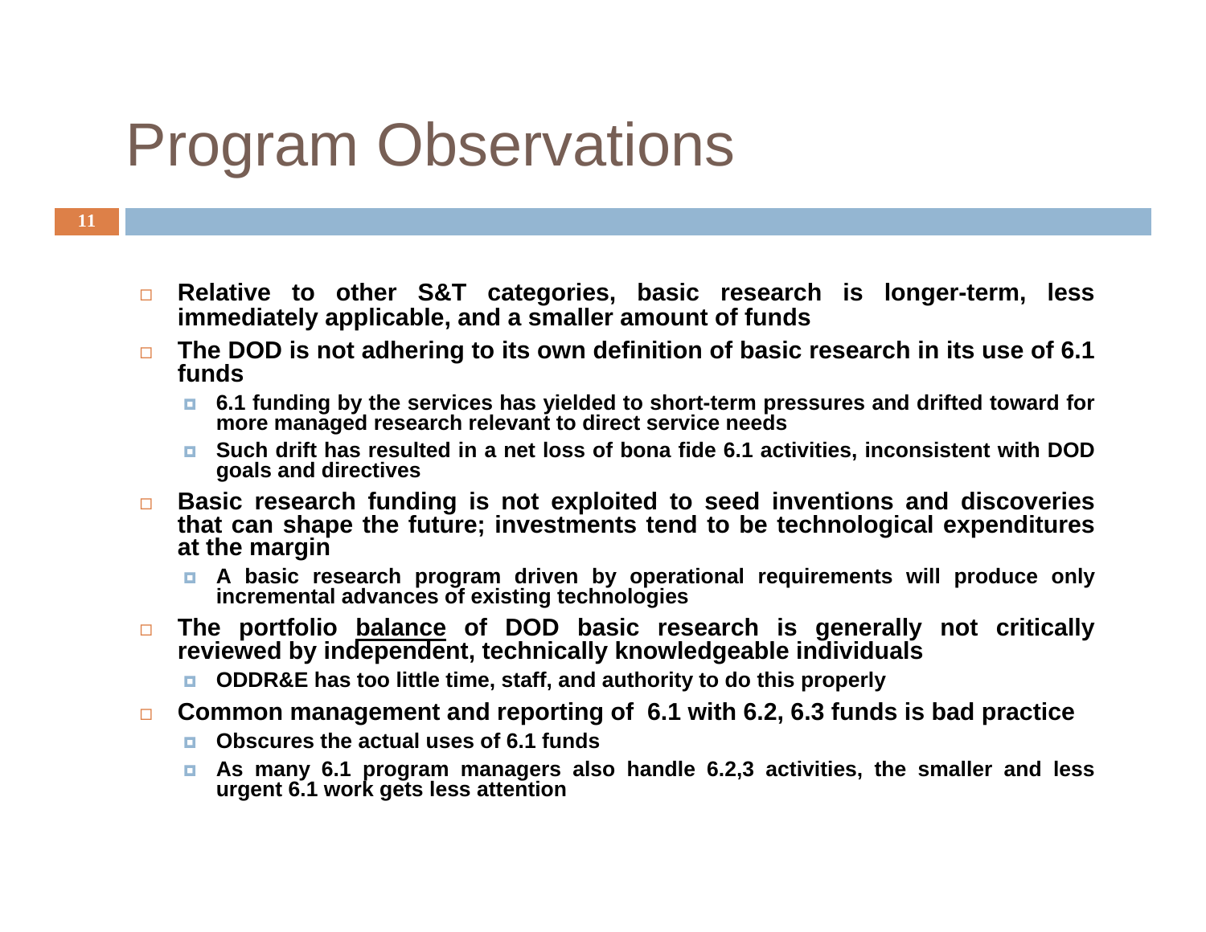# Program Observations

- **Relative to other S&T categories, basic research is longer-term, less immediately applicable, and a smaller amount of funds**
- **The DOD is not adhering to its own definition of basic research in its use of 6.1 funds**
  - **6.1 funding by the services has yielded to short-term pressures and drifted toward for more managed research relevant to direct service needs**
  - **Such drift has resulted in a net loss of bona fide 6.1 activities, inconsistent with DOD goals and directives**
- **Basic research funding is not exploited to seed inventions and discoveries that can shape the future; investments tend to be technological expenditures at the margin**
  - **A basic research program driven by operational requirements will produce only incremental advances of existing technologies**
- **The portfolio <u>balance</u> of DOD basic research is generally not critically reviewed by independent, technically knowledgeable individuals**
  - **ODDR&E has too little time, staff, and authority to do this properly**
- **Common management and reporting of 6.1 with 6.2, 6.3 funds is bad practice**
  - **Obscures the actual uses of 6.1 funds**
  - **As many 6.1 program managers also handle 6.2,3 activities, the smaller and less urgent 6.1 work gets less attention**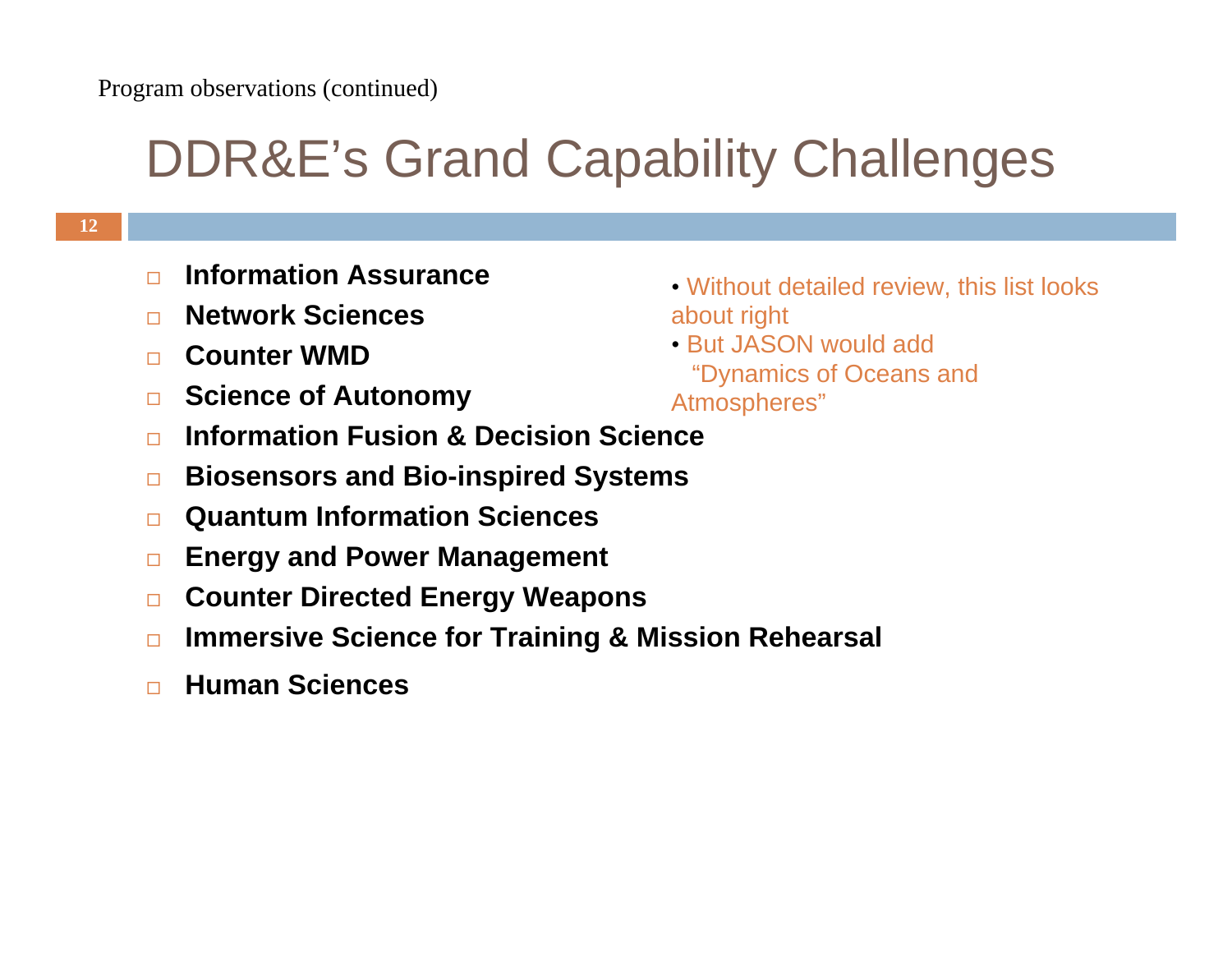Program observations (continued)

# DDR&E's Grand Capability Challenges

- **Information Assurance**
- **Network Sciences**
- **Counter WMD**
- **Science of Autonomy**
- **Information Fusion & Decision Science**
- **Biosensors and Bio-inspired Systems**
- **Quantum Information Sciences**
- **Energy and Power Management**
- **Counter Directed Energy Weapons**
- **Immersive Science for Training & Mission Rehearsal**
- **Human Sciences**

- Without detailed review, this list looks about right
- But JASON would add "Dynamics of Oceans and Atmospheres"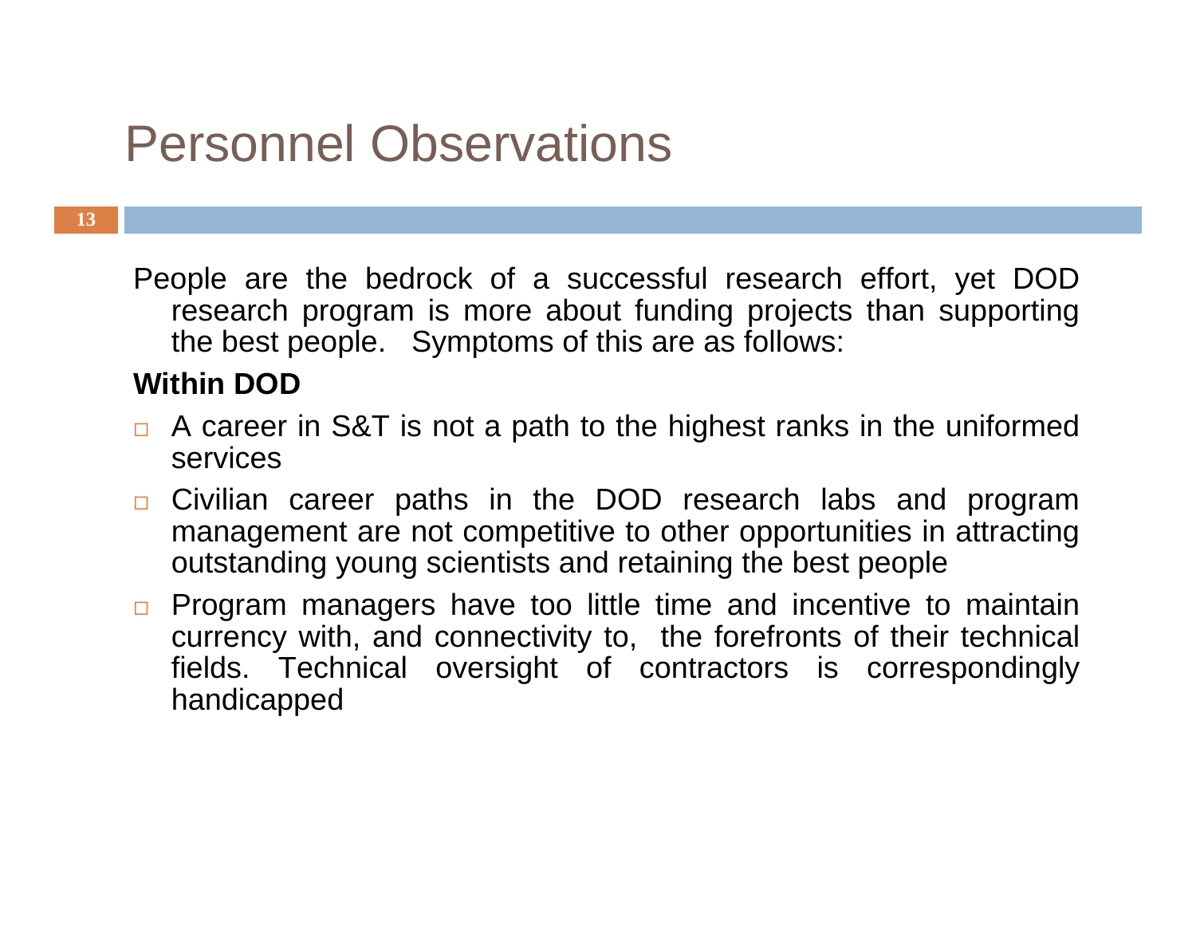# Personnel Observations

People are the bedrock of a successful research effort, yet DOD research program is more about funding projects than supporting the best people. Symptoms of this are as follows:

**Within DOD**

- A career in S&T is not a path to the highest ranks in the uniformed services
- Civilian career paths in the DOD research labs and program management are not competitive to other opportunities in attracting outstanding young scientists and retaining the best people
- Program managers have too little time and incentive to maintain currency with, and connectivity to, the forefronts of their technical fields. Technical oversight of contractors is correspondingly handicapped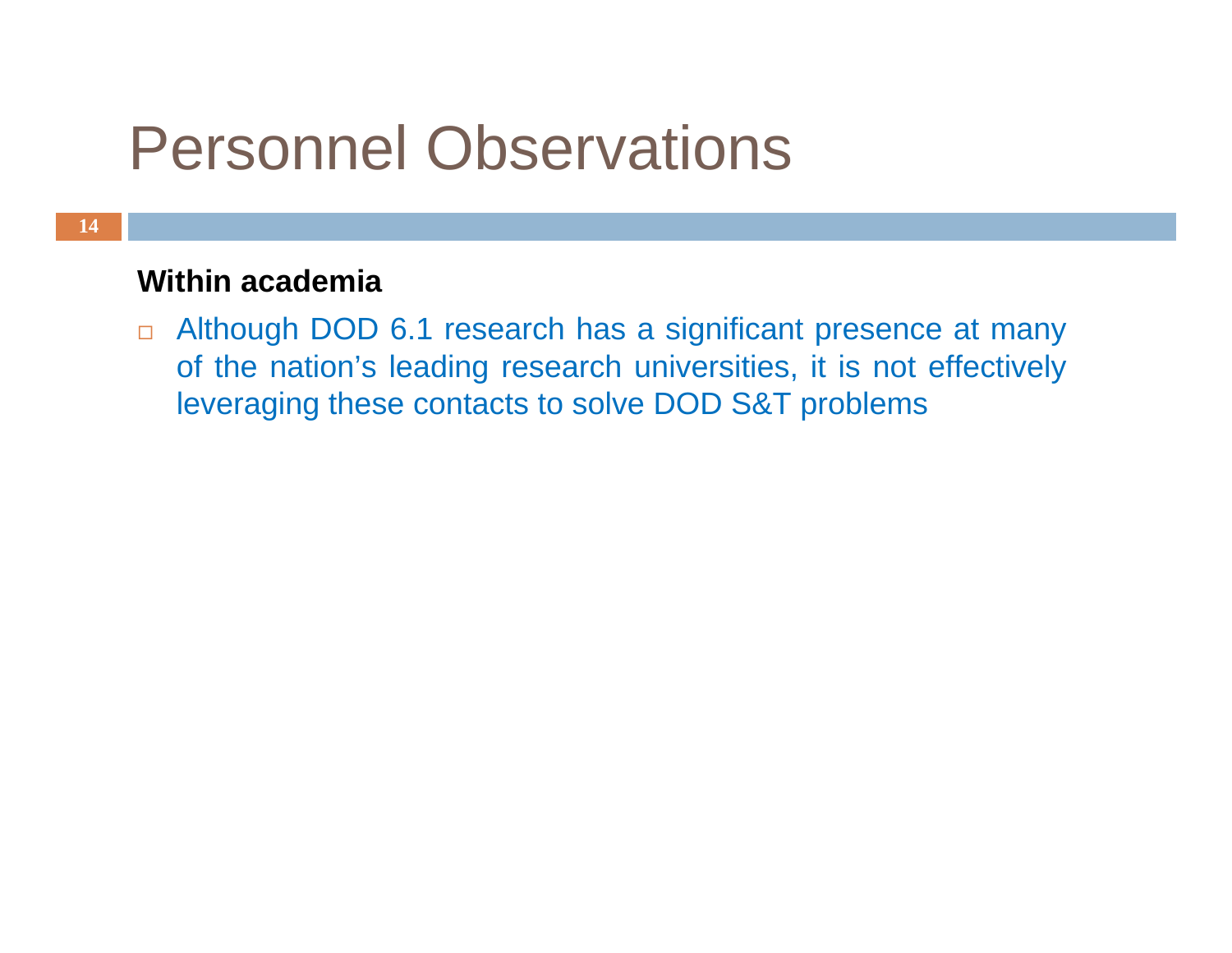# Personnel Observations

**Within academia**

- Although DOD 6.1 research has a significant presence at many of the nation's leading research universities, it is not effectively leveraging these contacts to solve DOD S&T problems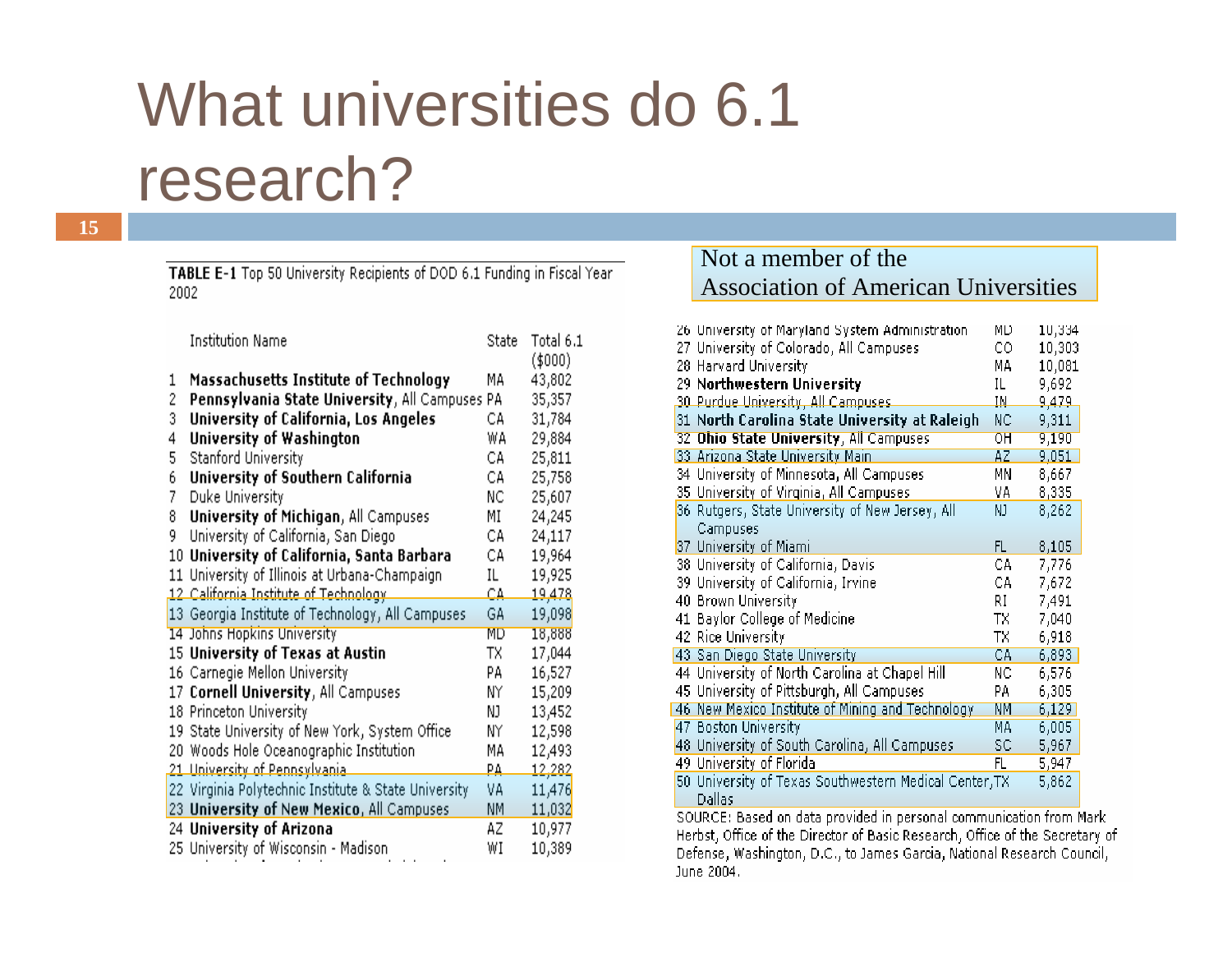# What universities do 6.1 research?

**TABLE E-1** Top 50 University Recipients of DOD 6.1 Funding in Fiscal Year 2002

Not a member of the Association of American Universities

| | Institution Name | State | Total 6.1 ($000) |
|---|---|---|---|
| 1 | **Massachusetts Institute of Technology** | MA | 43,802 |
| 2 | **Pennsylvania State University**, All Campuses | PA | 35,357 |
| 3 | **University of California, Los Angeles** | CA | 31,784 |
| 4 | **University of Washington** | WA | 29,884 |
| 5 | Stanford University | CA | 25,811 |
| 6 | **University of Southern California** | CA | 25,758 |
| 7 | Duke University | NC | 25,607 |
| 8 | **University of Michigan**, All Campuses | MI | 24,245 |
| 9 | University of California, San Diego | CA | 24,117 |
| 10 | **University of California, Santa Barbara** | CA | 19,964 |
| 11 | University of Illinois at Urbana-Champaign | IL | 19,925 |
| 12 | California Institute of Technology | CA | 19,478 |
| 13 | Georgia Institute of Technology, All Campuses | GA | 19,098 |
| 14 | Johns Hopkins University | MD | 18,888 |
| 15 | **University of Texas at Austin** | TX | 17,044 |
| 16 | Carnegie Mellon University | PA | 16,527 |
| 17 | **Cornell University**, All Campuses | NY | 15,209 |
| 18 | Princeton University | NJ | 13,452 |
| 19 | State University of New York, System Office | NY | 12,598 |
| 20 | Woods Hole Oceanographic Institution | MA | 12,493 |
| 21 | University of Pennsylvania | PA | 12,282 |
| 22 | Virginia Polytechnic Institute & State University | VA | 11,476 |
| 23 | **University of New Mexico**, All Campuses | NM | 11,032 |
| 24 | **University of Arizona** | AZ | 10,977 |
| 25 | University of Wisconsin - Madison | WI | 10,389 |
| 26 | University of Maryland System Administration | MD | 10,334 |
| 27 | University of Colorado, All Campuses | CO | 10,303 |
| 28 | Harvard University | MA | 10,081 |
| 29 | **Northwestern University** | IL | 9,692 |
| 30 | Purdue University, All Campuses | IN | 9,479 |
| 31 | **North Carolina State University at Raleigh** | NC | 9,311 |
| 32 | **Ohio State University**, All Campuses | OH | 9,190 |
| 33 | Arizona State University Main | AZ | 9,051 |
| 34 | University of Minnesota, All Campuses | MN | 8,667 |
| 35 | University of Virginia, All Campuses | VA | 8,335 |
| 36 | Rutgers, State University of New Jersey, All Campuses | NJ | 8,262 |
| 37 | University of Miami | FL | 8,105 |
| 38 | University of California, Davis | CA | 7,776 |
| 39 | University of California, Irvine | CA | 7,672 |
| 40 | Brown University | RI | 7,491 |
| 41 | Baylor College of Medicine | TX | 7,040 |
| 42 | Rice University | TX | 6,918 |
| 43 | San Diego State University | CA | 6,893 |
| 44 | University of North Carolina at Chapel Hill | NC | 6,576 |
| 45 | University of Pittsburgh, All Campuses | PA | 6,305 |
| 46 | New Mexico Institute of Mining and Technology | NM | 6,129 |
| 47 | Boston University | MA | 6,005 |
| 48 | University of South Carolina, All Campuses | SC | 5,967 |
| 49 | University of Florida | FL | 5,947 |
| 50 | University of Texas Southwestern Medical Center, Dallas | TX | 5,862 |

SOURCE: Based on data provided in personal communication from Mark Herbst, Office of the Director of Basic Research, Office of the Secretary of Defense, Washington, D.C., to James Garcia, National Research Council, June 2004.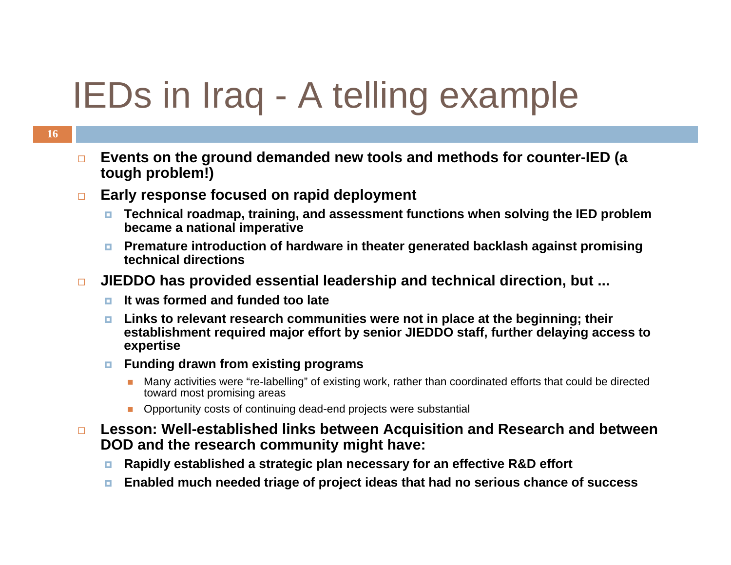# IEDs in Iraq - A telling example

- **Events on the ground demanded new tools and methods for counter-IED (a tough problem!)**
- **Early response focused on rapid deployment**
  - **Technical roadmap, training, and assessment functions when solving the IED problem became a national imperative**
  - **Premature introduction of hardware in theater generated backlash against promising technical directions**
- **JIEDDO has provided essential leadership and technical direction, but ...**
  - **It was formed and funded too late**
  - **Links to relevant research communities were not in place at the beginning; their establishment required major effort by senior JIEDDO staff, further delaying access to expertise**
  - **Funding drawn from existing programs**
    - Many activities were "re-labelling" of existing work, rather than coordinated efforts that could be directed toward most promising areas
    - Opportunity costs of continuing dead-end projects were substantial
- **Lesson: Well-established links between Acquisition and Research and between DOD and the research community might have:**
  - **Rapidly established a strategic plan necessary for an effective R&D effort**
  - **Enabled much needed triage of project ideas that had no serious chance of success**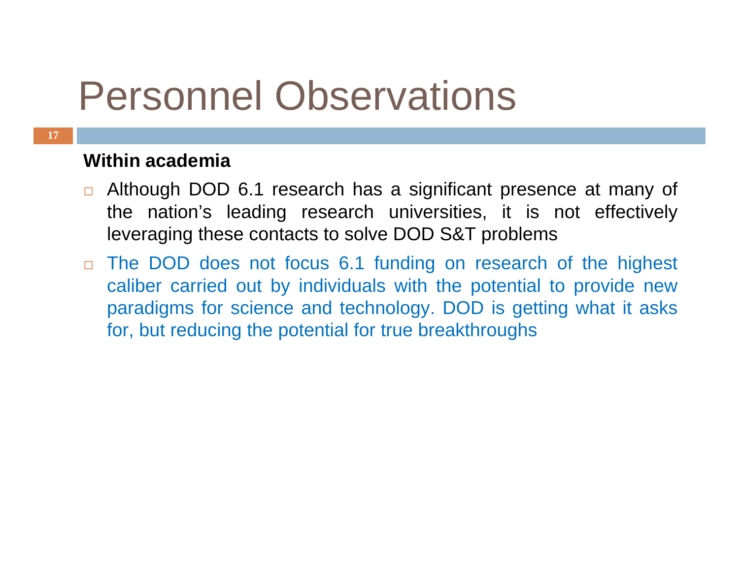# Personnel Observations

**Within academia**

- Although DOD 6.1 research has a significant presence at many of the nation's leading research universities, it is not effectively leveraging these contacts to solve DOD S&T problems
- The DOD does not focus 6.1 funding on research of the highest caliber carried out by individuals with the potential to provide new paradigms for science and technology. DOD is getting what it asks for, but reducing the potential for true breakthroughs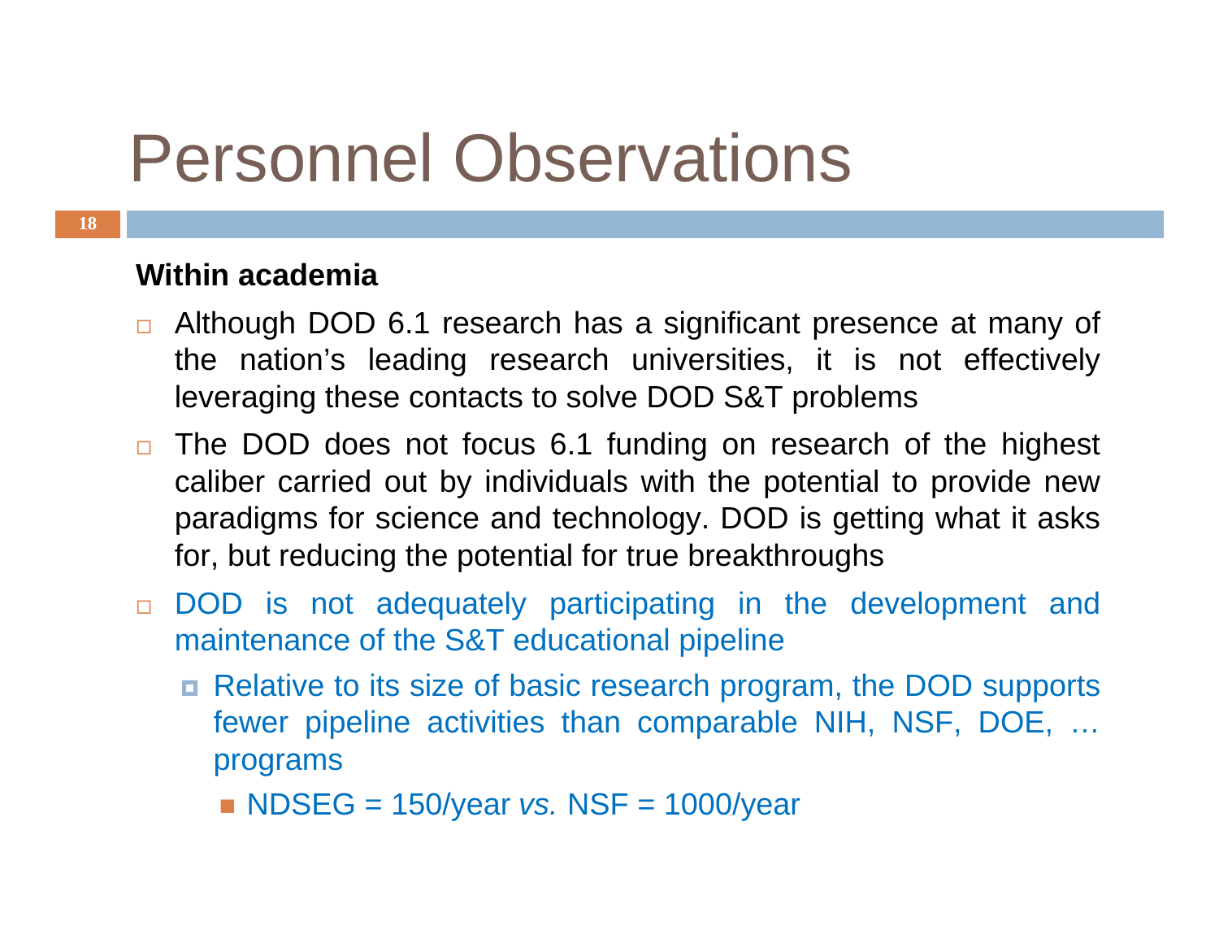# Personnel Observations

**Within academia**

- Although DOD 6.1 research has a significant presence at many of the nation's leading research universities, it is not effectively leveraging these contacts to solve DOD S&T problems
- The DOD does not focus 6.1 funding on research of the highest caliber carried out by individuals with the potential to provide new paradigms for science and technology. DOD is getting what it asks for, but reducing the potential for true breakthroughs
- DOD is not adequately participating in the development and maintenance of the S&T educational pipeline
  - Relative to its size of basic research program, the DOD supports fewer pipeline activities than comparable NIH, NSF, DOE, … programs
    - NDSEG = 150/year *vs.* NSF = 1000/year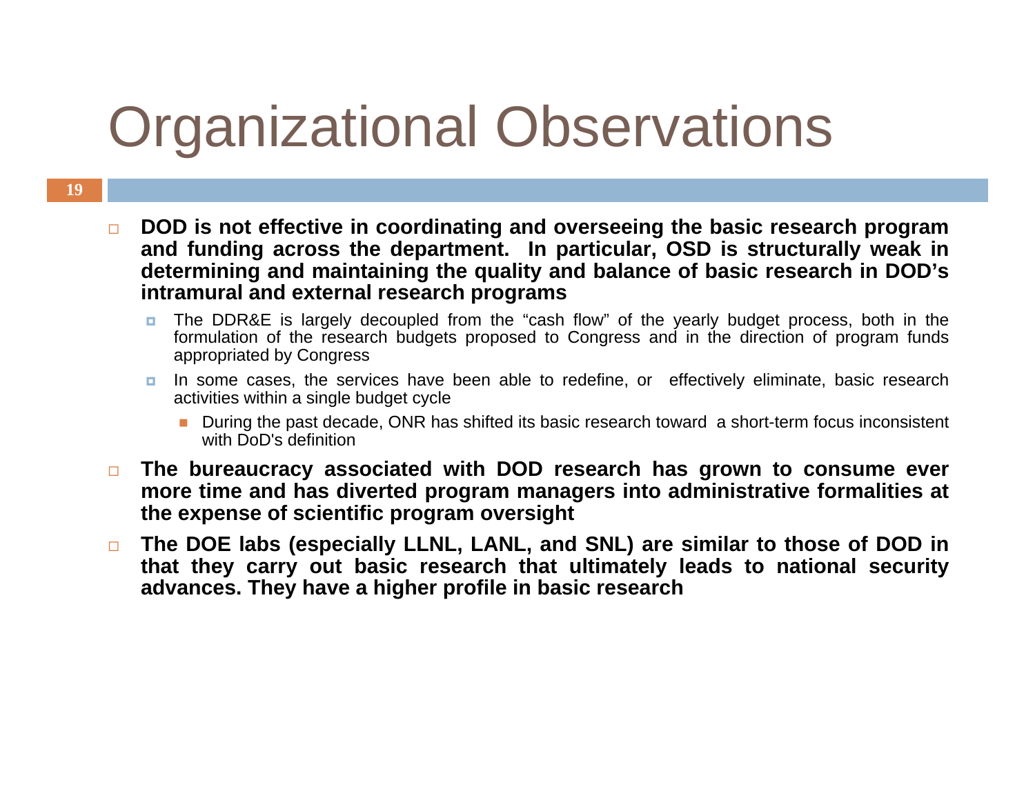# Organizational Observations

- **DOD is not effective in coordinating and overseeing the basic research program and funding across the department. In particular, OSD is structurally weak in determining and maintaining the quality and balance of basic research in DOD's intramural and external research programs**
  - The DDR&E is largely decoupled from the "cash flow" of the yearly budget process, both in the formulation of the research budgets proposed to Congress and in the direction of program funds appropriated by Congress
  - In some cases, the services have been able to redefine, or effectively eliminate, basic research activities within a single budget cycle
    - During the past decade, ONR has shifted its basic research toward a short-term focus inconsistent with DoD's definition
- **The bureaucracy associated with DOD research has grown to consume ever more time and has diverted program managers into administrative formalities at the expense of scientific program oversight**
- **The DOE labs (especially LLNL, LANL, and SNL) are similar to those of DOD in that they carry out basic research that ultimately leads to national security advances. They have a higher profile in basic research**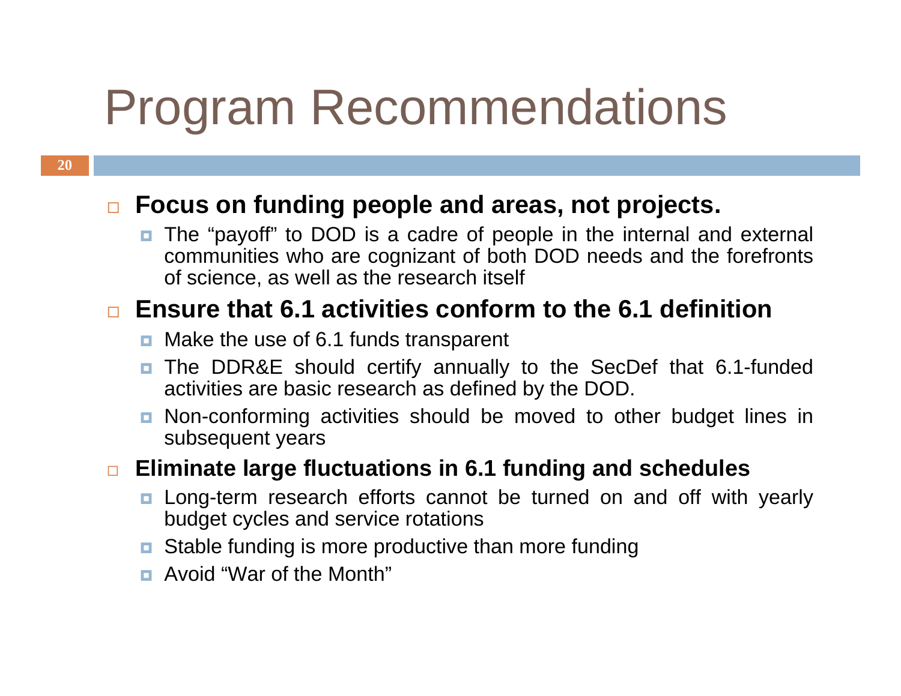# Program Recommendations

- **Focus on funding people and areas, not projects.**
  - The "payoff" to DOD is a cadre of people in the internal and external communities who are cognizant of both DOD needs and the forefronts of science, as well as the research itself
- **Ensure that 6.1 activities conform to the 6.1 definition**
  - Make the use of 6.1 funds transparent
  - The DDR&E should certify annually to the SecDef that 6.1-funded activities are basic research as defined by the DOD.
  - Non-conforming activities should be moved to other budget lines in subsequent years
- **Eliminate large fluctuations in 6.1 funding and schedules**
  - Long-term research efforts cannot be turned on and off with yearly budget cycles and service rotations
  - Stable funding is more productive than more funding
  - Avoid "War of the Month"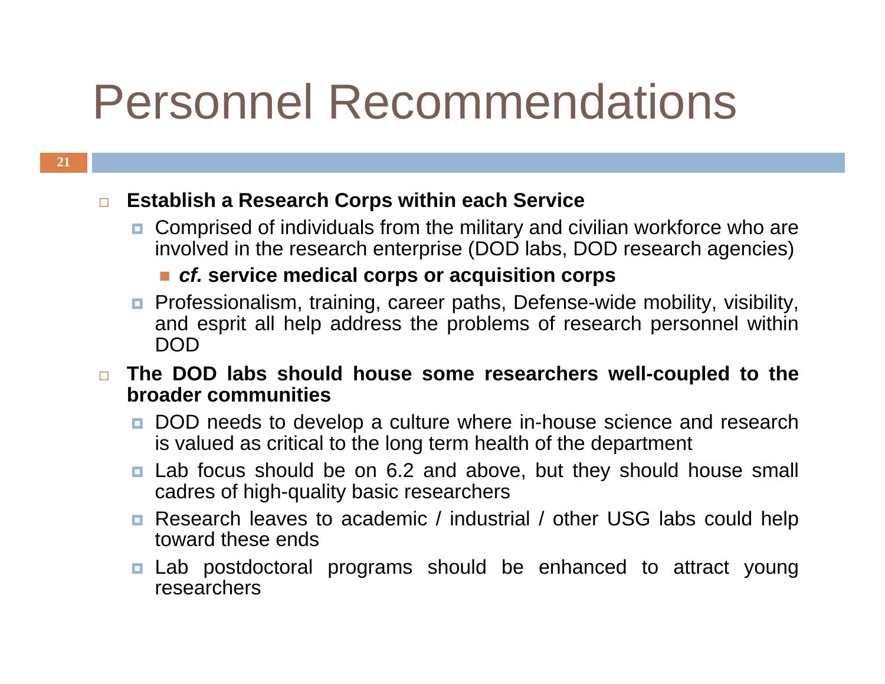# Personnel Recommendations

- **Establish a Research Corps within each Service**
  - Comprised of individuals from the military and civilian workforce who are involved in the research enterprise (DOD labs, DOD research agencies)
    - ***cf.* service medical corps or acquisition corps**
  - Professionalism, training, career paths, Defense-wide mobility, visibility, and esprit all help address the problems of research personnel within DOD
- **The DOD labs should house some researchers well-coupled to the broader communities**
  - DOD needs to develop a culture where in-house science and research is valued as critical to the long term health of the department
  - Lab focus should be on 6.2 and above, but they should house small cadres of high-quality basic researchers
  - Research leaves to academic / industrial / other USG labs could help toward these ends
  - Lab postdoctoral programs should be enhanced to attract young researchers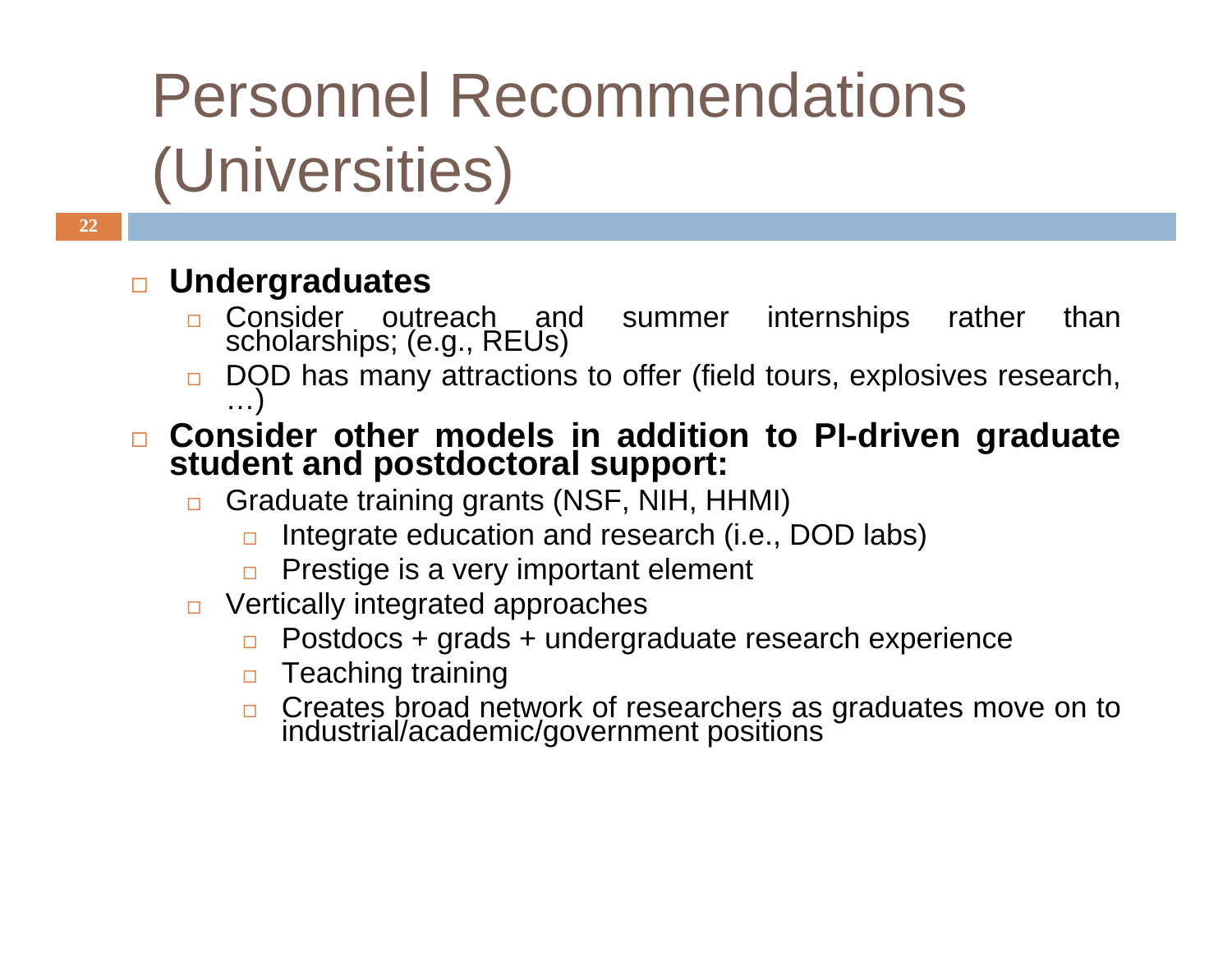# Personnel Recommendations (Universities)

- **Undergraduates**
  - Consider outreach and summer internships rather than scholarships; (e.g., REUs)
  - DOD has many attractions to offer (field tours, explosives research, …)
- **Consider other models in addition to PI-driven graduate student and postdoctoral support:**
  - Graduate training grants (NSF, NIH, HHMI)
    - Integrate education and research (i.e., DOD labs)
    - Prestige is a very important element
  - Vertically integrated approaches
    - Postdocs + grads + undergraduate research experience
    - Teaching training
    - Creates broad network of researchers as graduates move on to industrial/academic/government positions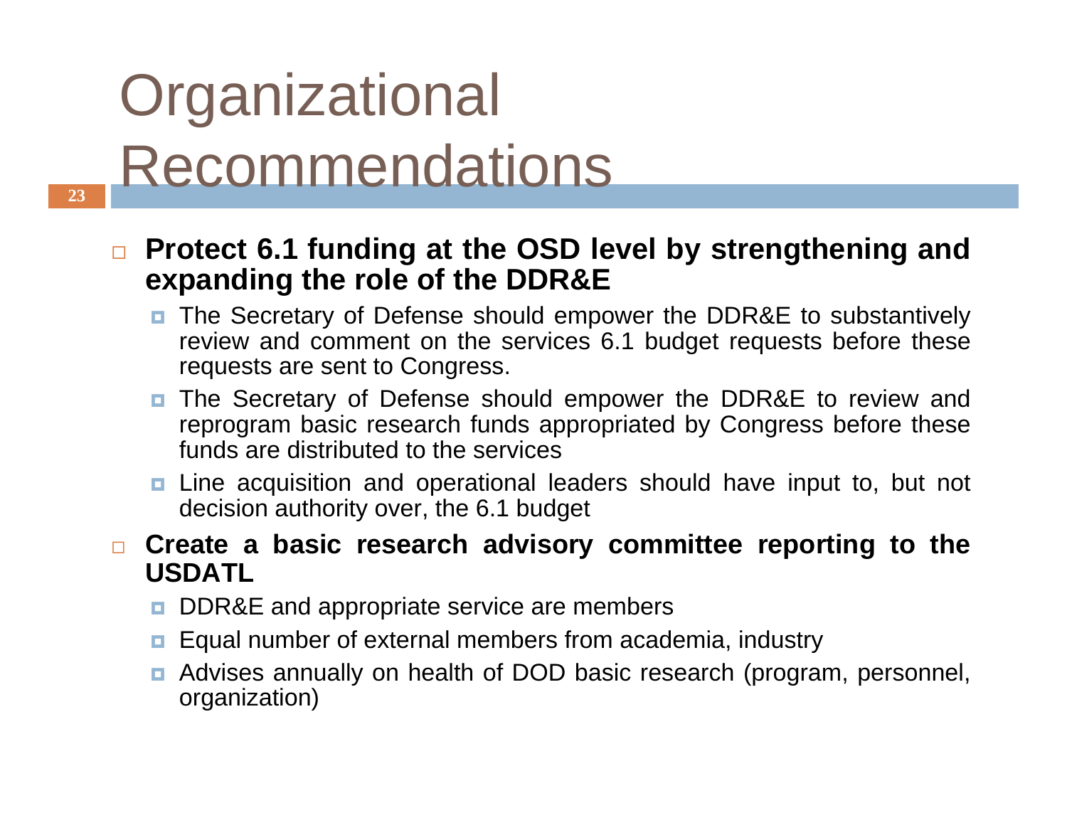# Organizational Recommendations

- **Protect 6.1 funding at the OSD level by strengthening and expanding the role of the DDR&E**
  - The Secretary of Defense should empower the DDR&E to substantively review and comment on the services 6.1 budget requests before these requests are sent to Congress.
  - The Secretary of Defense should empower the DDR&E to review and reprogram basic research funds appropriated by Congress before these funds are distributed to the services
  - Line acquisition and operational leaders should have input to, but not decision authority over, the 6.1 budget
- **Create a basic research advisory committee reporting to the USDATL**
  - DDR&E and appropriate service are members
  - Equal number of external members from academia, industry
  - Advises annually on health of DOD basic research (program, personnel, organization)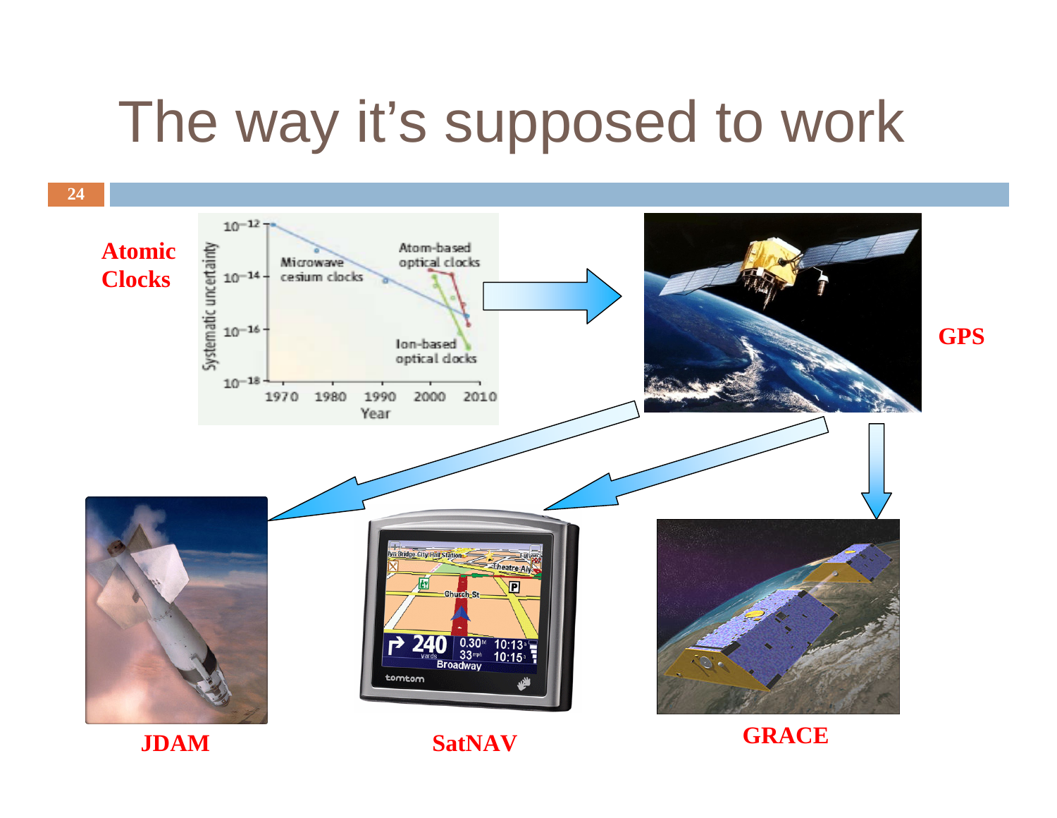# The way it's supposed to work

**Atomic Clocks**

10^−12
10^−14
10^−16
10^−18
Systematic uncertainty
Microwave cesium clocks
Atom-based optical clocks
Ion-based optical clocks
1970 1980 1990 2000 2010
Year

**GPS**

**JDAM**

**SatNAV**

**GRACE**